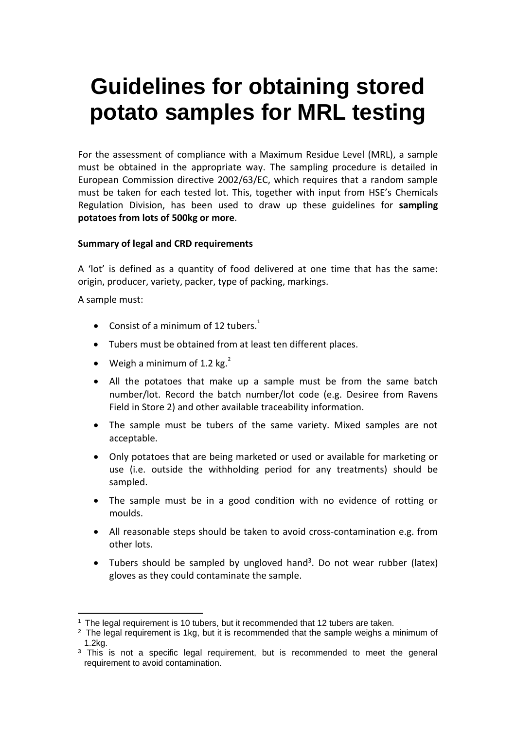# Guidelines for obtaining stored potato samples for MRL testing

For the assessment of compliance with a Maximum Residue Level (MRL), a sample must be obtained in the appropriate way. The sampling procedure is detailed in European Commission directive 2002/63/EC, which requires that a random sample must be taken for each tested lot. This, together with input from HSE's Chemicals Regulation Division, has been used to draw up these guidelines for **sampling potatoes from lots of 500kg or more**.

**Summary of legal and CRD requirements**

A 'lot' is defined as a quantity of food delivered at one time that has the same: origin, producer, variety, packer, type of packing, markings.

A sample must:

- Consist of a minimum of 12 tubers.[1]
- Tubers must be obtained from at least ten different places.
- Weigh a minimum of 1.2 kg.[2]
- All the potatoes that make up a sample must be from the same batch number/lot. Record the batch number/lot code (e.g. Desiree from Ravens Field in Store 2) and other available traceability information.
- The sample must be tubers of the same variety. Mixed samples are not acceptable.
- Only potatoes that are being marketed or used or available for marketing or use (i.e. outside the withholding period for any treatments) should be sampled.
- The sample must be in a good condition with no evidence of rotting or moulds.
- All reasonable steps should be taken to avoid cross-contamination e.g. from other lots.
- Tubers should be sampled by ungloved hand[3]. Do not wear rubber (latex) gloves as they could contaminate the sample.

---

[1] The legal requirement is 10 tubers, but it recommended that 12 tubers are taken.

[2] The legal requirement is 1kg, but it is recommended that the sample weighs a minimum of 1.2kg.

[3] This is not a specific legal requirement, but is recommended to meet the general requirement to avoid contamination.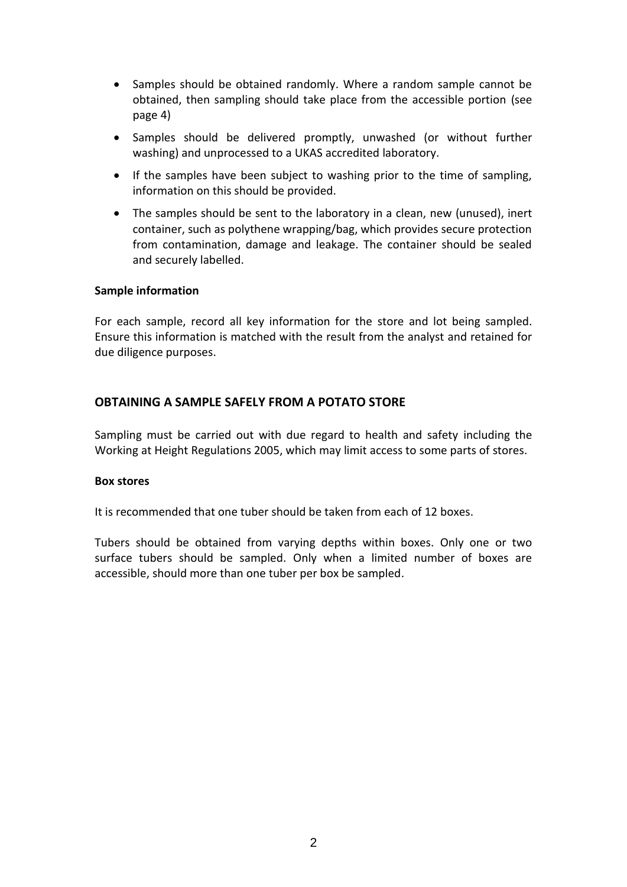- Samples should be obtained randomly. Where a random sample cannot be obtained, then sampling should take place from the accessible portion (see page 4)
- Samples should be delivered promptly, unwashed (or without further washing) and unprocessed to a UKAS accredited laboratory.
- If the samples have been subject to washing prior to the time of sampling, information on this should be provided.
- The samples should be sent to the laboratory in a clean, new (unused), inert container, such as polythene wrapping/bag, which provides secure protection from contamination, damage and leakage. The container should be sealed and securely labelled.

**Sample information**

For each sample, record all key information for the store and lot being sampled. Ensure this information is matched with the result from the analyst and retained for due diligence purposes.

## OBTAINING A SAMPLE SAFELY FROM A POTATO STORE

Sampling must be carried out with due regard to health and safety including the Working at Height Regulations 2005, which may limit access to some parts of stores.

**Box stores**

It is recommended that one tuber should be taken from each of 12 boxes.

Tubers should be obtained from varying depths within boxes. Only one or two surface tubers should be sampled. Only when a limited number of boxes are accessible, should more than one tuber per box be sampled.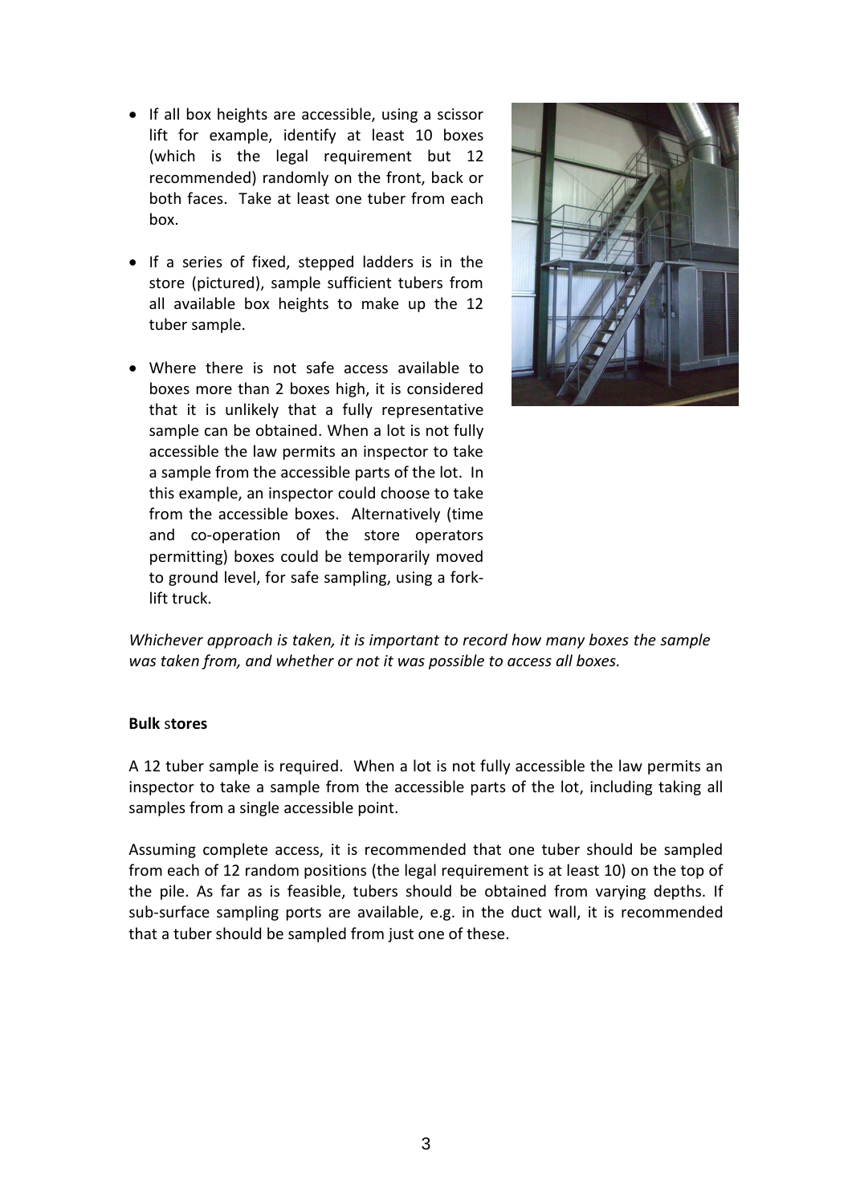- If all box heights are accessible, using a scissor lift for example, identify at least 10 boxes (which is the legal requirement but 12 recommended) randomly on the front, back or both faces. Take at least one tuber from each box.
- If a series of fixed, stepped ladders is in the store (pictured), sample sufficient tubers from all available box heights to make up the 12 tuber sample.
- Where there is not safe access available to boxes more than 2 boxes high, it is considered that it is unlikely that a fully representative sample can be obtained. When a lot is not fully accessible the law permits an inspector to take a sample from the accessible parts of the lot. In this example, an inspector could choose to take from the accessible boxes. Alternatively (time and co-operation of the store operators permitting) boxes could be temporarily moved to ground level, for safe sampling, using a fork-lift truck.

*Whichever approach is taken, it is important to record how many boxes the sample was taken from, and whether or not it was possible to access all boxes.*

**Bulk stores**

A 12 tuber sample is required. When a lot is not fully accessible the law permits an inspector to take a sample from the accessible parts of the lot, including taking all samples from a single accessible point.

Assuming complete access, it is recommended that one tuber should be sampled from each of 12 random positions (the legal requirement is at least 10) on the top of the pile. As far as is feasible, tubers should be obtained from varying depths. If sub-surface sampling ports are available, e.g. in the duct wall, it is recommended that a tuber should be sampled from just one of these.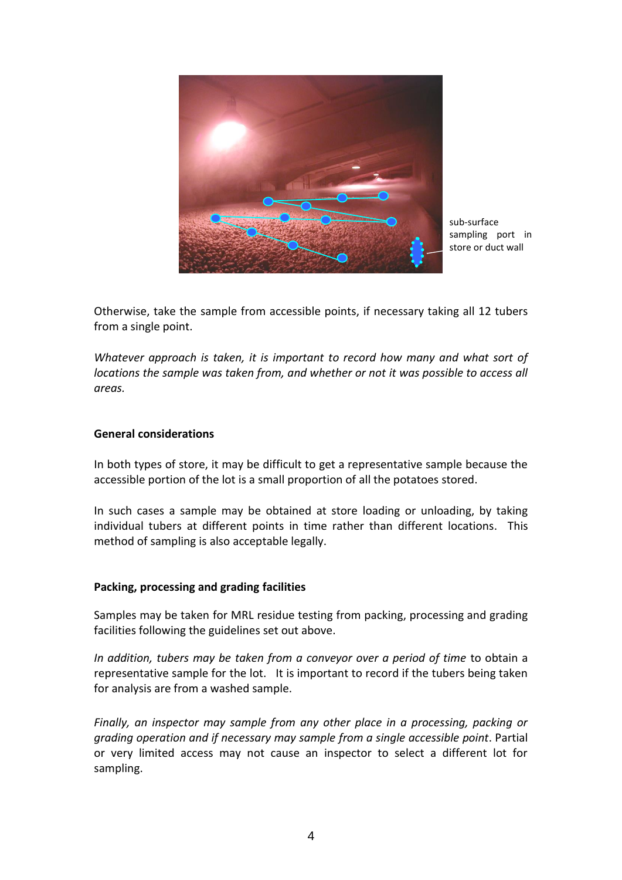sub-surface sampling port in store or duct wall

Otherwise, take the sample from accessible points, if necessary taking all 12 tubers from a single point.

*Whatever approach is taken, it is important to record how many and what sort of locations the sample was taken from, and whether or not it was possible to access all areas.*

**General considerations**

In both types of store, it may be difficult to get a representative sample because the accessible portion of the lot is a small proportion of all the potatoes stored.

In such cases a sample may be obtained at store loading or unloading, by taking individual tubers at different points in time rather than different locations. This method of sampling is also acceptable legally.

**Packing, processing and grading facilities**

Samples may be taken for MRL residue testing from packing, processing and grading facilities following the guidelines set out above.

*In addition, tubers may be taken from a conveyor over a period of time* to obtain a representative sample for the lot. It is important to record if the tubers being taken for analysis are from a washed sample.

*Finally, an inspector may sample from any other place in a processing, packing or grading operation and if necessary may sample from a single accessible point*. Partial or very limited access may not cause an inspector to select a different lot for sampling.